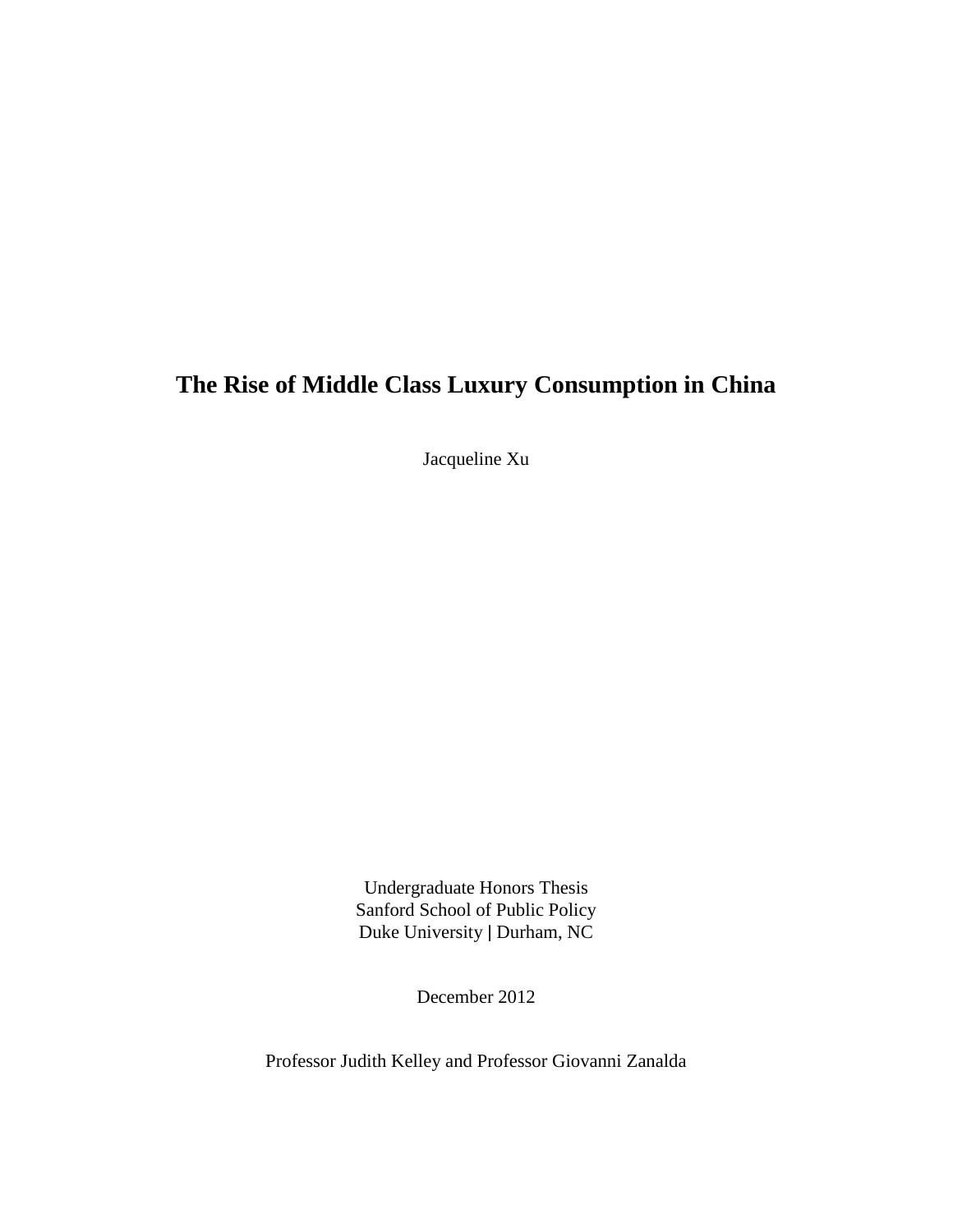# The Rise of Middle Class Luxury Consumption in China

Jacqueline Xu

Undergraduate Honors Thesis
Sanford School of Public Policy
Duke University | Durham, NC

December 2012

Professor Judith Kelley and Professor Giovanni Zanalda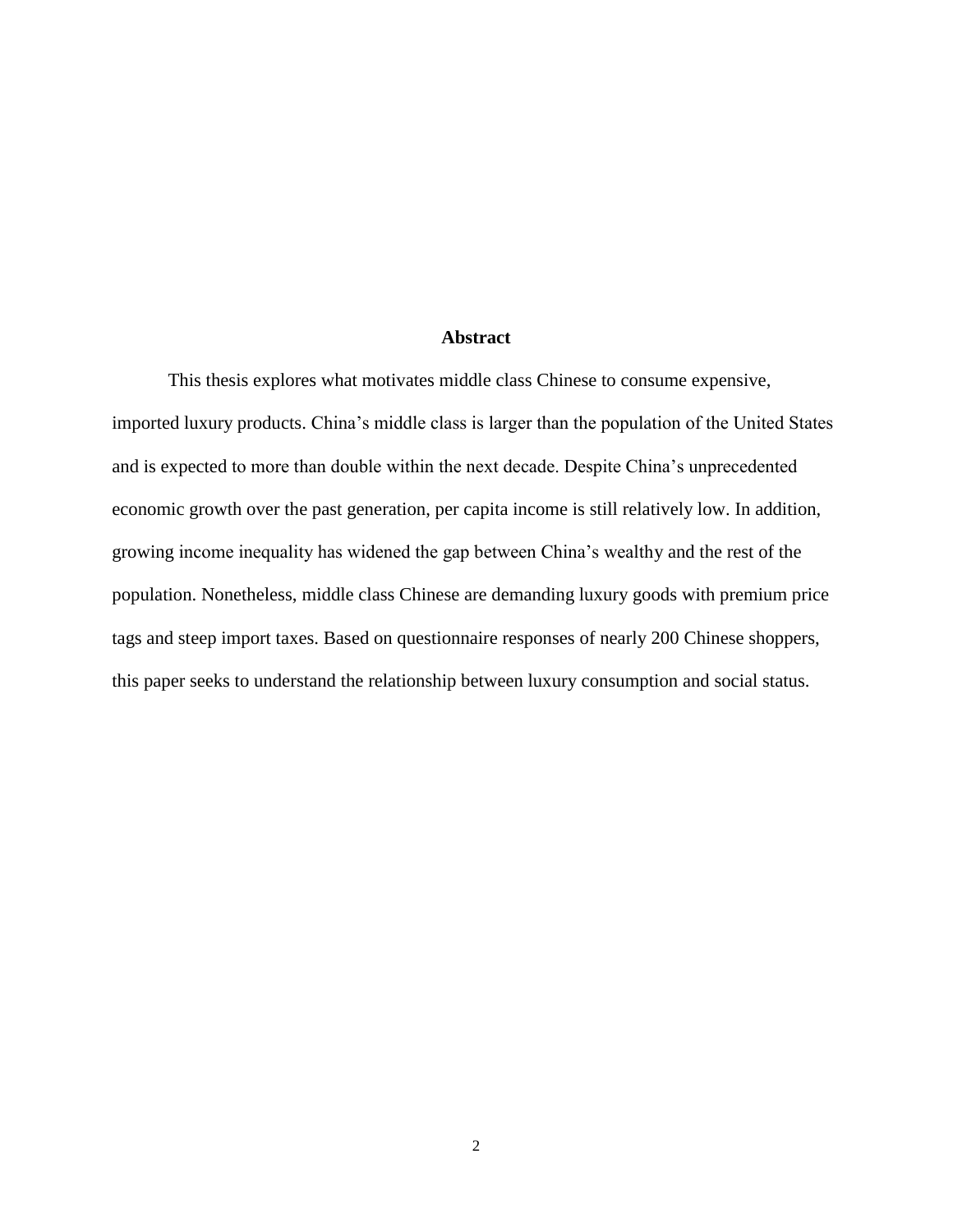## Abstract

This thesis explores what motivates middle class Chinese to consume expensive, imported luxury products. China's middle class is larger than the population of the United States and is expected to more than double within the next decade. Despite China's unprecedented economic growth over the past generation, per capita income is still relatively low. In addition, growing income inequality has widened the gap between China's wealthy and the rest of the population. Nonetheless, middle class Chinese are demanding luxury goods with premium price tags and steep import taxes. Based on questionnaire responses of nearly 200 Chinese shoppers, this paper seeks to understand the relationship between luxury consumption and social status.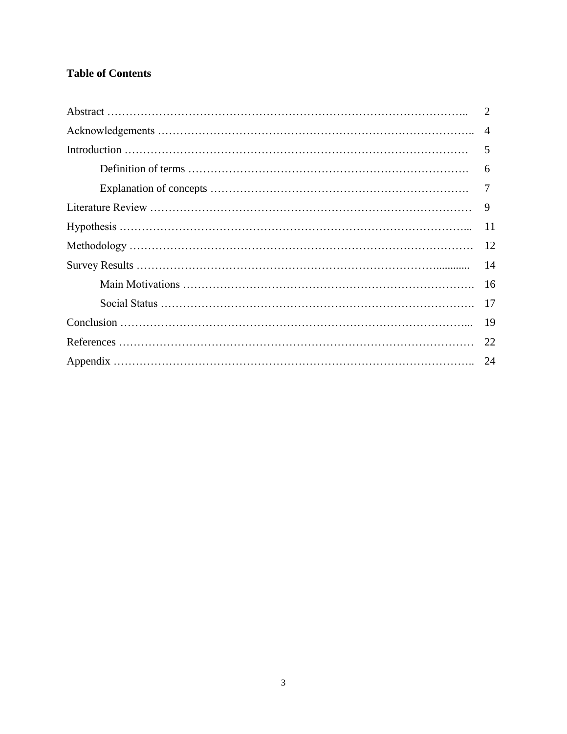**Table of Contents**

Abstract …………………………………………………………………………………….. 2

Acknowledgements ……………………………………………………………………….. 4

Introduction ……………………………………………………………………………… 5

  Definition of terms ……………………………………………………………………. 6

  Explanation of concepts ……………………………………………………………. 7

Literature Review ………………………………………………………………………… 9

Hypothesis ……………………………………………………………………………….. 11

Methodology …………………………………………………………………………… 12

Survey Results …………………………………………………………………………............ 14

  Main Motivations ……………………………………………………………………. 16

  Social Status …………………………………………………………………………. 17

Conclusion ……………………………………………………………………………... 19

References ……………………………………………………………………………… 22

Appendix ……………………………………………………………………………….. 24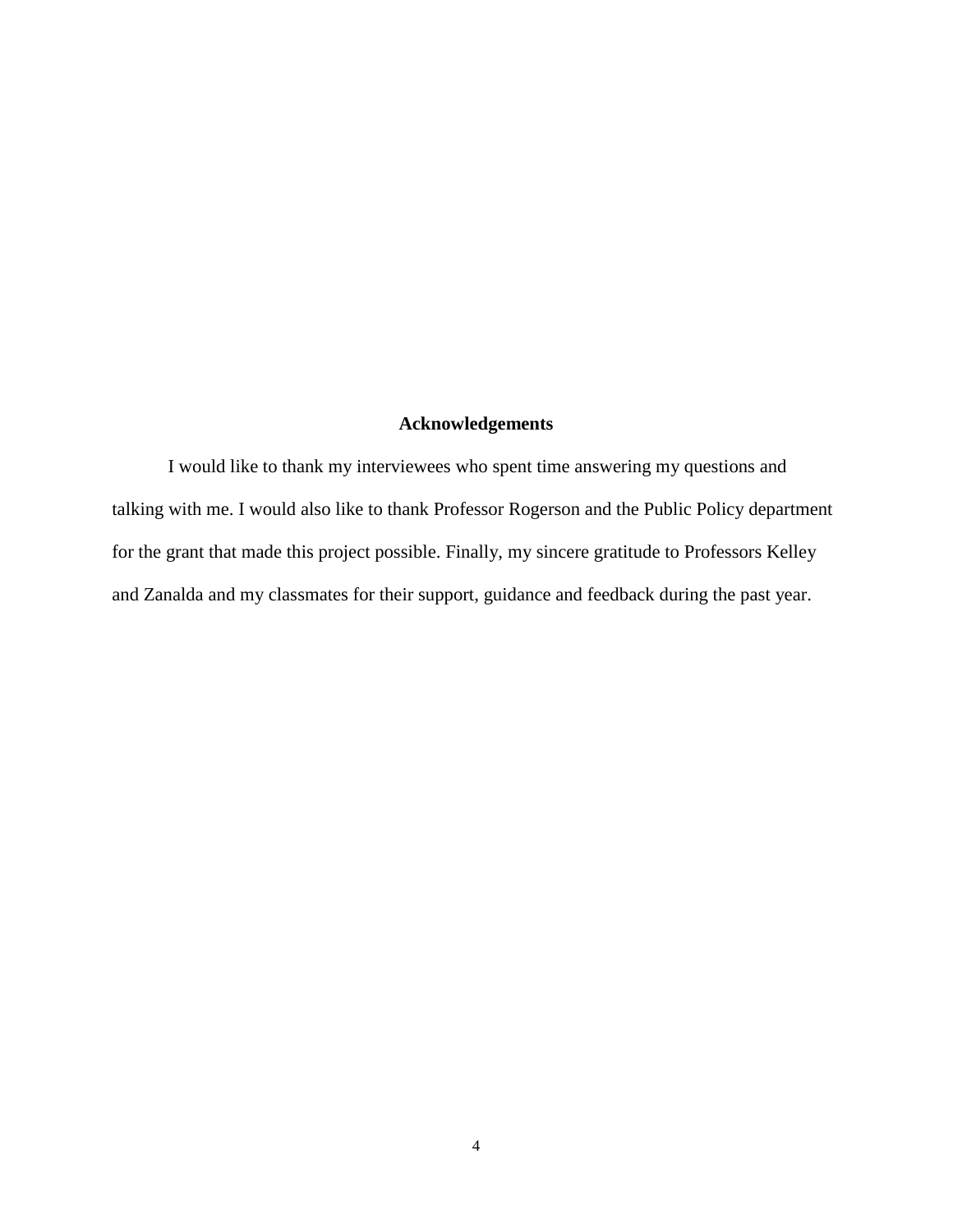## Acknowledgements

I would like to thank my interviewees who spent time answering my questions and talking with me. I would also like to thank Professor Rogerson and the Public Policy department for the grant that made this project possible. Finally, my sincere gratitude to Professors Kelley and Zanalda and my classmates for their support, guidance and feedback during the past year.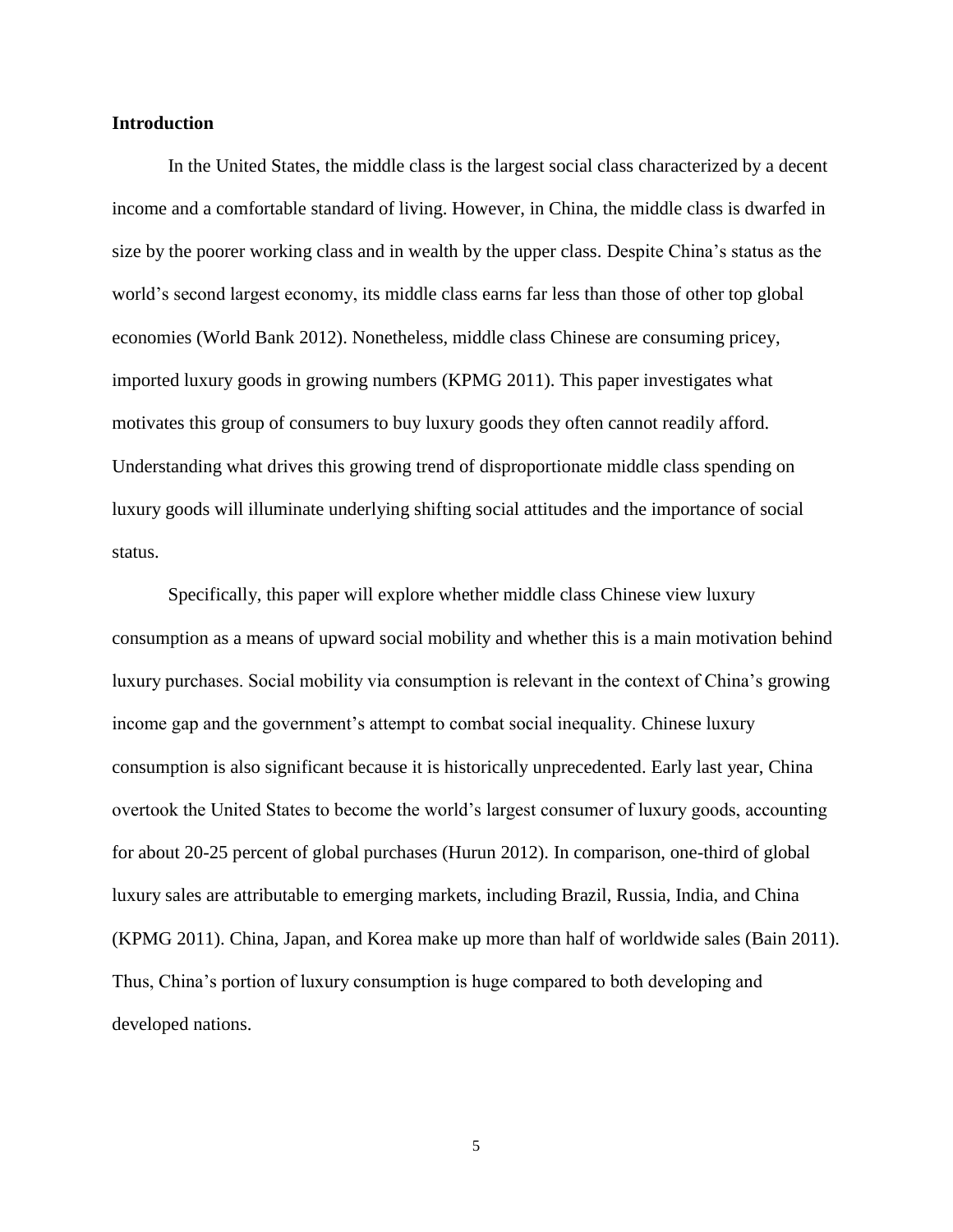## Introduction

In the United States, the middle class is the largest social class characterized by a decent income and a comfortable standard of living. However, in China, the middle class is dwarfed in size by the poorer working class and in wealth by the upper class. Despite China's status as the world's second largest economy, its middle class earns far less than those of other top global economies (World Bank 2012). Nonetheless, middle class Chinese are consuming pricey, imported luxury goods in growing numbers (KPMG 2011). This paper investigates what motivates this group of consumers to buy luxury goods they often cannot readily afford. Understanding what drives this growing trend of disproportionate middle class spending on luxury goods will illuminate underlying shifting social attitudes and the importance of social status.

Specifically, this paper will explore whether middle class Chinese view luxury consumption as a means of upward social mobility and whether this is a main motivation behind luxury purchases. Social mobility via consumption is relevant in the context of China's growing income gap and the government's attempt to combat social inequality. Chinese luxury consumption is also significant because it is historically unprecedented. Early last year, China overtook the United States to become the world's largest consumer of luxury goods, accounting for about 20-25 percent of global purchases (Hurun 2012). In comparison, one-third of global luxury sales are attributable to emerging markets, including Brazil, Russia, India, and China (KPMG 2011). China, Japan, and Korea make up more than half of worldwide sales (Bain 2011). Thus, China's portion of luxury consumption is huge compared to both developing and developed nations.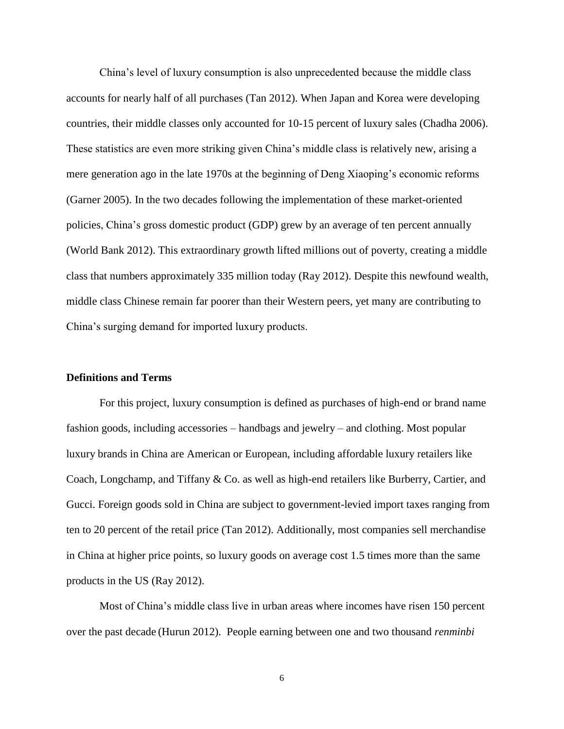China's level of luxury consumption is also unprecedented because the middle class accounts for nearly half of all purchases (Tan 2012). When Japan and Korea were developing countries, their middle classes only accounted for 10-15 percent of luxury sales (Chadha 2006). These statistics are even more striking given China's middle class is relatively new, arising a mere generation ago in the late 1970s at the beginning of Deng Xiaoping's economic reforms (Garner 2005). In the two decades following the implementation of these market-oriented policies, China's gross domestic product (GDP) grew by an average of ten percent annually (World Bank 2012). This extraordinary growth lifted millions out of poverty, creating a middle class that numbers approximately 335 million today (Ray 2012). Despite this newfound wealth, middle class Chinese remain far poorer than their Western peers, yet many are contributing to China's surging demand for imported luxury products.

**Definitions and Terms**

For this project, luxury consumption is defined as purchases of high-end or brand name fashion goods, including accessories – handbags and jewelry – and clothing. Most popular luxury brands in China are American or European, including affordable luxury retailers like Coach, Longchamp, and Tiffany & Co. as well as high-end retailers like Burberry, Cartier, and Gucci. Foreign goods sold in China are subject to government-levied import taxes ranging from ten to 20 percent of the retail price (Tan 2012). Additionally, most companies sell merchandise in China at higher price points, so luxury goods on average cost 1.5 times more than the same products in the US (Ray 2012).

Most of China's middle class live in urban areas where incomes have risen 150 percent over the past decade (Hurun 2012). People earning between one and two thousand *renminbi*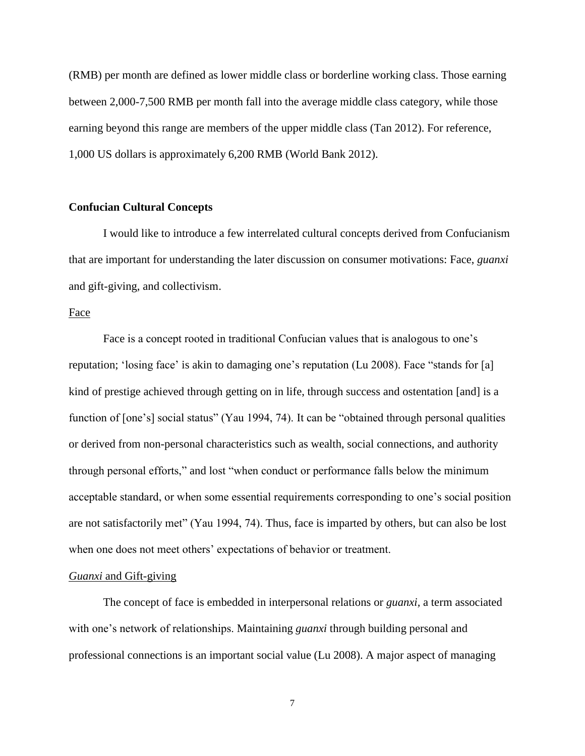(RMB) per month are defined as lower middle class or borderline working class. Those earning between 2,000-7,500 RMB per month fall into the average middle class category, while those earning beyond this range are members of the upper middle class (Tan 2012). For reference, 1,000 US dollars is approximately 6,200 RMB (World Bank 2012).

## Confucian Cultural Concepts

I would like to introduce a few interrelated cultural concepts derived from Confucianism that are important for understanding the later discussion on consumer motivations: Face, *guanxi* and gift-giving, and collectivism.

### Face

Face is a concept rooted in traditional Confucian values that is analogous to one's reputation; 'losing face' is akin to damaging one's reputation (Lu 2008). Face "stands for [a] kind of prestige achieved through getting on in life, through success and ostentation [and] is a function of [one's] social status" (Yau 1994, 74). It can be "obtained through personal qualities or derived from non-personal characteristics such as wealth, social connections, and authority through personal efforts," and lost "when conduct or performance falls below the minimum acceptable standard, or when some essential requirements corresponding to one's social position are not satisfactorily met" (Yau 1994, 74). Thus, face is imparted by others, but can also be lost when one does not meet others' expectations of behavior or treatment.

### *Guanxi* and Gift-giving

The concept of face is embedded in interpersonal relations or *guanxi*, a term associated with one's network of relationships. Maintaining *guanxi* through building personal and professional connections is an important social value (Lu 2008). A major aspect of managing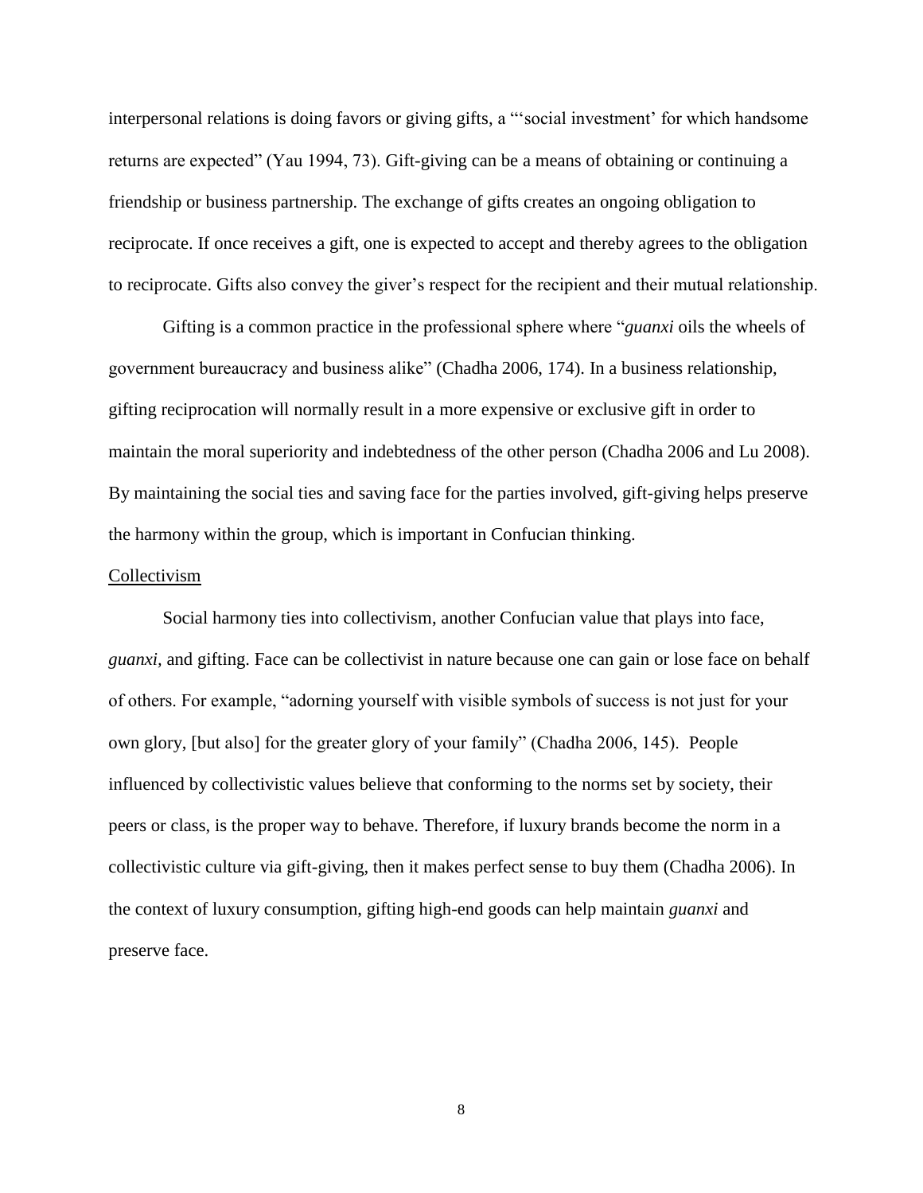interpersonal relations is doing favors or giving gifts, a "'social investment' for which handsome returns are expected" (Yau 1994, 73). Gift-giving can be a means of obtaining or continuing a friendship or business partnership. The exchange of gifts creates an ongoing obligation to reciprocate. If once receives a gift, one is expected to accept and thereby agrees to the obligation to reciprocate. Gifts also convey the giver's respect for the recipient and their mutual relationship.

Gifting is a common practice in the professional sphere where "*guanxi* oils the wheels of government bureaucracy and business alike" (Chadha 2006, 174). In a business relationship, gifting reciprocation will normally result in a more expensive or exclusive gift in order to maintain the moral superiority and indebtedness of the other person (Chadha 2006 and Lu 2008). By maintaining the social ties and saving face for the parties involved, gift-giving helps preserve the harmony within the group, which is important in Confucian thinking.

Collectivism

Social harmony ties into collectivism, another Confucian value that plays into face, *guanxi,* and gifting. Face can be collectivist in nature because one can gain or lose face on behalf of others. For example, "adorning yourself with visible symbols of success is not just for your own glory, [but also] for the greater glory of your family" (Chadha 2006, 145). People influenced by collectivistic values believe that conforming to the norms set by society, their peers or class, is the proper way to behave. Therefore, if luxury brands become the norm in a collectivistic culture via gift-giving, then it makes perfect sense to buy them (Chadha 2006). In the context of luxury consumption, gifting high-end goods can help maintain *guanxi* and preserve face.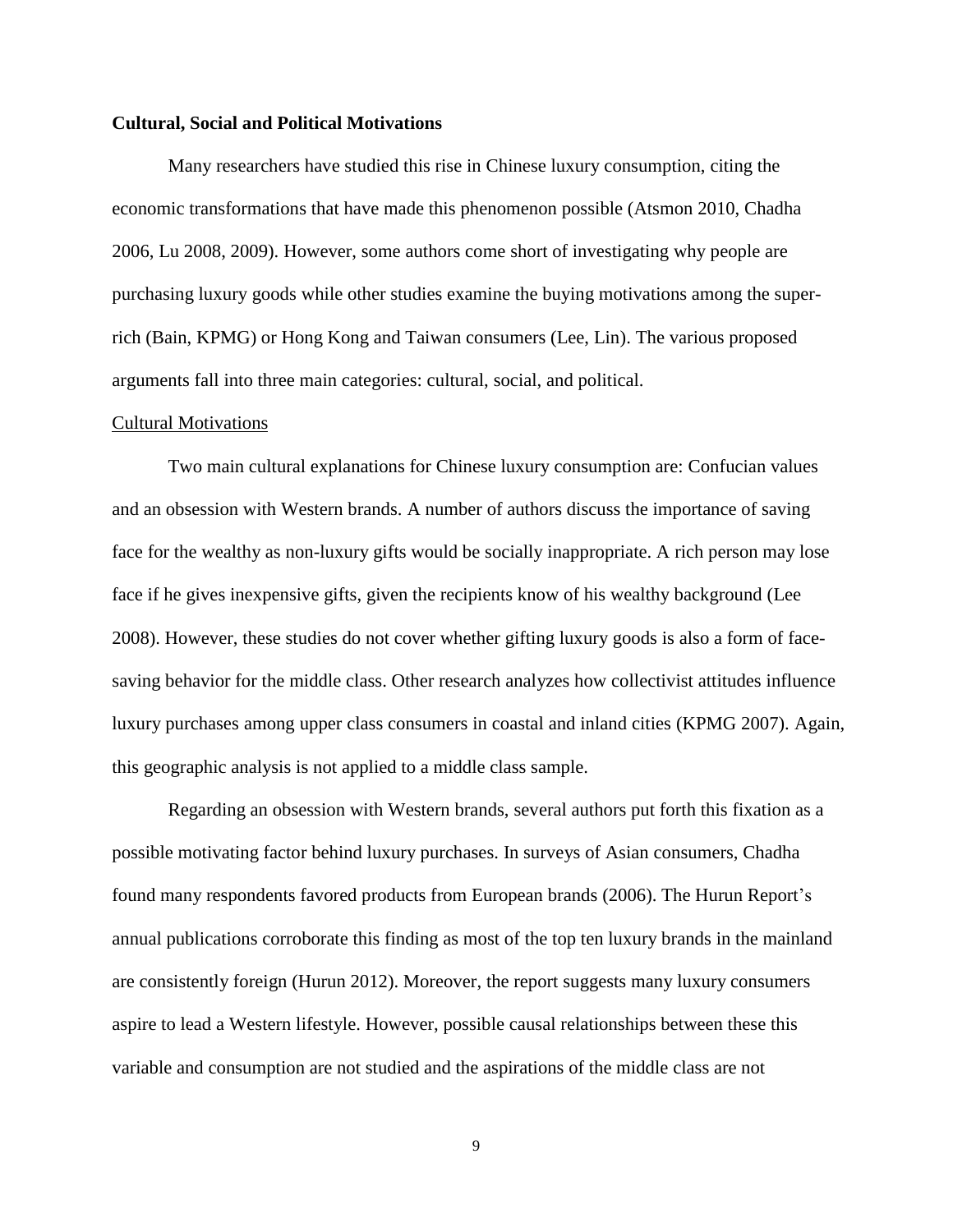**Cultural, Social and Political Motivations**

Many researchers have studied this rise in Chinese luxury consumption, citing the economic transformations that have made this phenomenon possible (Atsmon 2010, Chadha 2006, Lu 2008, 2009). However, some authors come short of investigating why people are purchasing luxury goods while other studies examine the buying motivations among the super-rich (Bain, KPMG) or Hong Kong and Taiwan consumers (Lee, Lin). The various proposed arguments fall into three main categories: cultural, social, and political.

<u>Cultural Motivations</u>

Two main cultural explanations for Chinese luxury consumption are: Confucian values and an obsession with Western brands. A number of authors discuss the importance of saving face for the wealthy as non-luxury gifts would be socially inappropriate. A rich person may lose face if he gives inexpensive gifts, given the recipients know of his wealthy background (Lee 2008). However, these studies do not cover whether gifting luxury goods is also a form of face-saving behavior for the middle class. Other research analyzes how collectivist attitudes influence luxury purchases among upper class consumers in coastal and inland cities (KPMG 2007). Again, this geographic analysis is not applied to a middle class sample.

Regarding an obsession with Western brands, several authors put forth this fixation as a possible motivating factor behind luxury purchases. In surveys of Asian consumers, Chadha found many respondents favored products from European brands (2006). The Hurun Report's annual publications corroborate this finding as most of the top ten luxury brands in the mainland are consistently foreign (Hurun 2012). Moreover, the report suggests many luxury consumers aspire to lead a Western lifestyle. However, possible causal relationships between these this variable and consumption are not studied and the aspirations of the middle class are not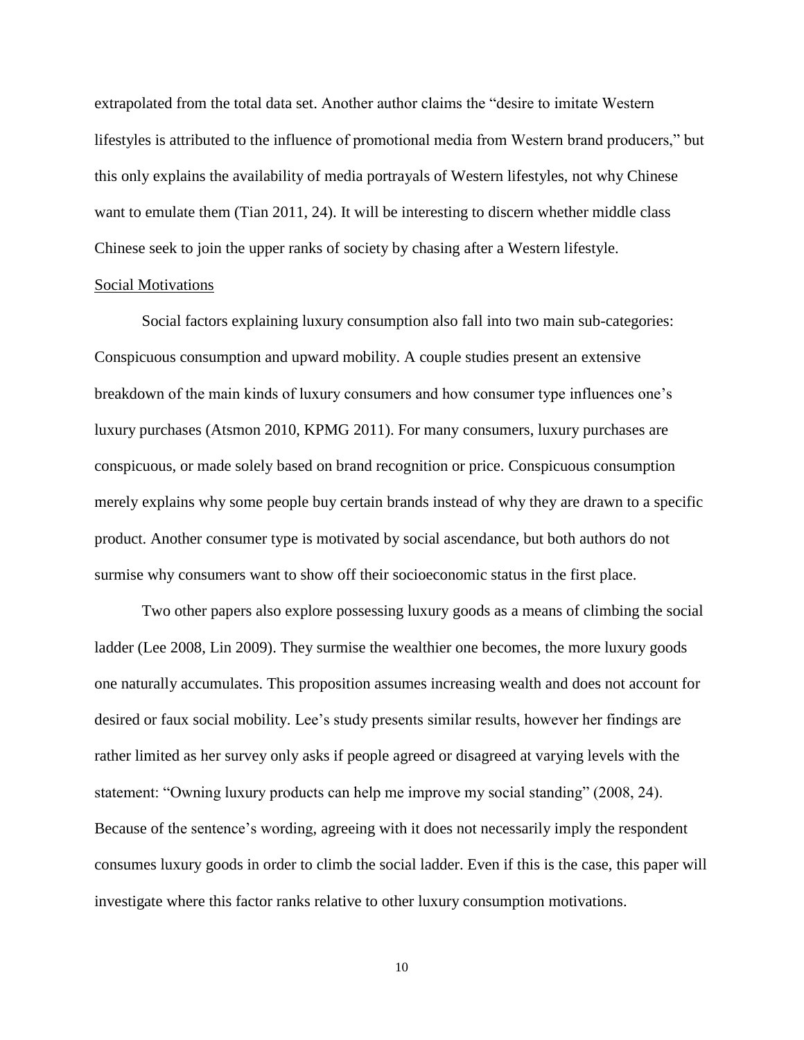extrapolated from the total data set. Another author claims the "desire to imitate Western lifestyles is attributed to the influence of promotional media from Western brand producers," but this only explains the availability of media portrayals of Western lifestyles, not why Chinese want to emulate them (Tian 2011, 24). It will be interesting to discern whether middle class Chinese seek to join the upper ranks of society by chasing after a Western lifestyle.

### Social Motivations

Social factors explaining luxury consumption also fall into two main sub-categories: Conspicuous consumption and upward mobility. A couple studies present an extensive breakdown of the main kinds of luxury consumers and how consumer type influences one's luxury purchases (Atsmon 2010, KPMG 2011). For many consumers, luxury purchases are conspicuous, or made solely based on brand recognition or price. Conspicuous consumption merely explains why some people buy certain brands instead of why they are drawn to a specific product. Another consumer type is motivated by social ascendance, but both authors do not surmise why consumers want to show off their socioeconomic status in the first place.

Two other papers also explore possessing luxury goods as a means of climbing the social ladder (Lee 2008, Lin 2009). They surmise the wealthier one becomes, the more luxury goods one naturally accumulates. This proposition assumes increasing wealth and does not account for desired or faux social mobility. Lee's study presents similar results, however her findings are rather limited as her survey only asks if people agreed or disagreed at varying levels with the statement: "Owning luxury products can help me improve my social standing" (2008, 24). Because of the sentence's wording, agreeing with it does not necessarily imply the respondent consumes luxury goods in order to climb the social ladder. Even if this is the case, this paper will investigate where this factor ranks relative to other luxury consumption motivations.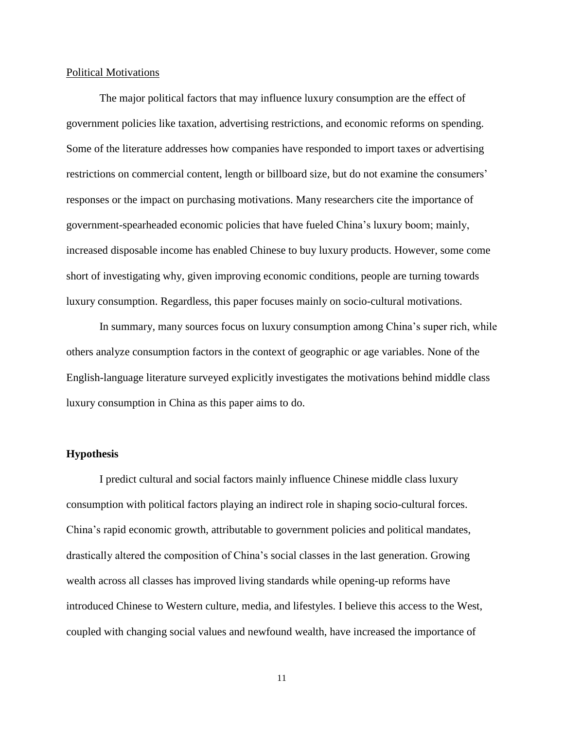### Political Motivations

The major political factors that may influence luxury consumption are the effect of government policies like taxation, advertising restrictions, and economic reforms on spending. Some of the literature addresses how companies have responded to import taxes or advertising restrictions on commercial content, length or billboard size, but do not examine the consumers' responses or the impact on purchasing motivations. Many researchers cite the importance of government-spearheaded economic policies that have fueled China's luxury boom; mainly, increased disposable income has enabled Chinese to buy luxury products. However, some come short of investigating why, given improving economic conditions, people are turning towards luxury consumption. Regardless, this paper focuses mainly on socio-cultural motivations.

In summary, many sources focus on luxury consumption among China's super rich, while others analyze consumption factors in the context of geographic or age variables. None of the English-language literature surveyed explicitly investigates the motivations behind middle class luxury consumption in China as this paper aims to do.

## Hypothesis

I predict cultural and social factors mainly influence Chinese middle class luxury consumption with political factors playing an indirect role in shaping socio-cultural forces. China's rapid economic growth, attributable to government policies and political mandates, drastically altered the composition of China's social classes in the last generation. Growing wealth across all classes has improved living standards while opening-up reforms have introduced Chinese to Western culture, media, and lifestyles. I believe this access to the West, coupled with changing social values and newfound wealth, have increased the importance of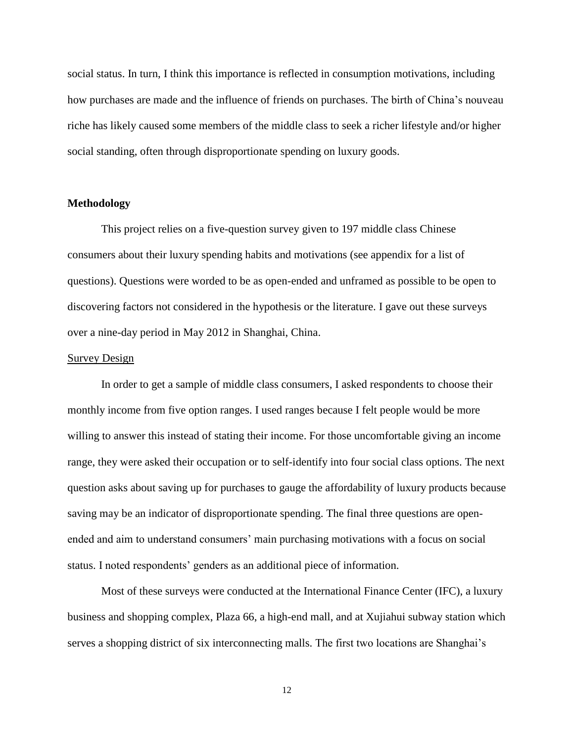social status. In turn, I think this importance is reflected in consumption motivations, including how purchases are made and the influence of friends on purchases. The birth of China's nouveau riche has likely caused some members of the middle class to seek a richer lifestyle and/or higher social standing, often through disproportionate spending on luxury goods.

## Methodology

This project relies on a five-question survey given to 197 middle class Chinese consumers about their luxury spending habits and motivations (see appendix for a list of questions). Questions were worded to be as open-ended and unframed as possible to be open to discovering factors not considered in the hypothesis or the literature. I gave out these surveys over a nine-day period in May 2012 in Shanghai, China.

### Survey Design

In order to get a sample of middle class consumers, I asked respondents to choose their monthly income from five option ranges. I used ranges because I felt people would be more willing to answer this instead of stating their income. For those uncomfortable giving an income range, they were asked their occupation or to self-identify into four social class options. The next question asks about saving up for purchases to gauge the affordability of luxury products because saving may be an indicator of disproportionate spending. The final three questions are open-ended and aim to understand consumers' main purchasing motivations with a focus on social status. I noted respondents' genders as an additional piece of information.

Most of these surveys were conducted at the International Finance Center (IFC), a luxury business and shopping complex, Plaza 66, a high-end mall, and at Xujiahui subway station which serves a shopping district of six interconnecting malls. The first two locations are Shanghai's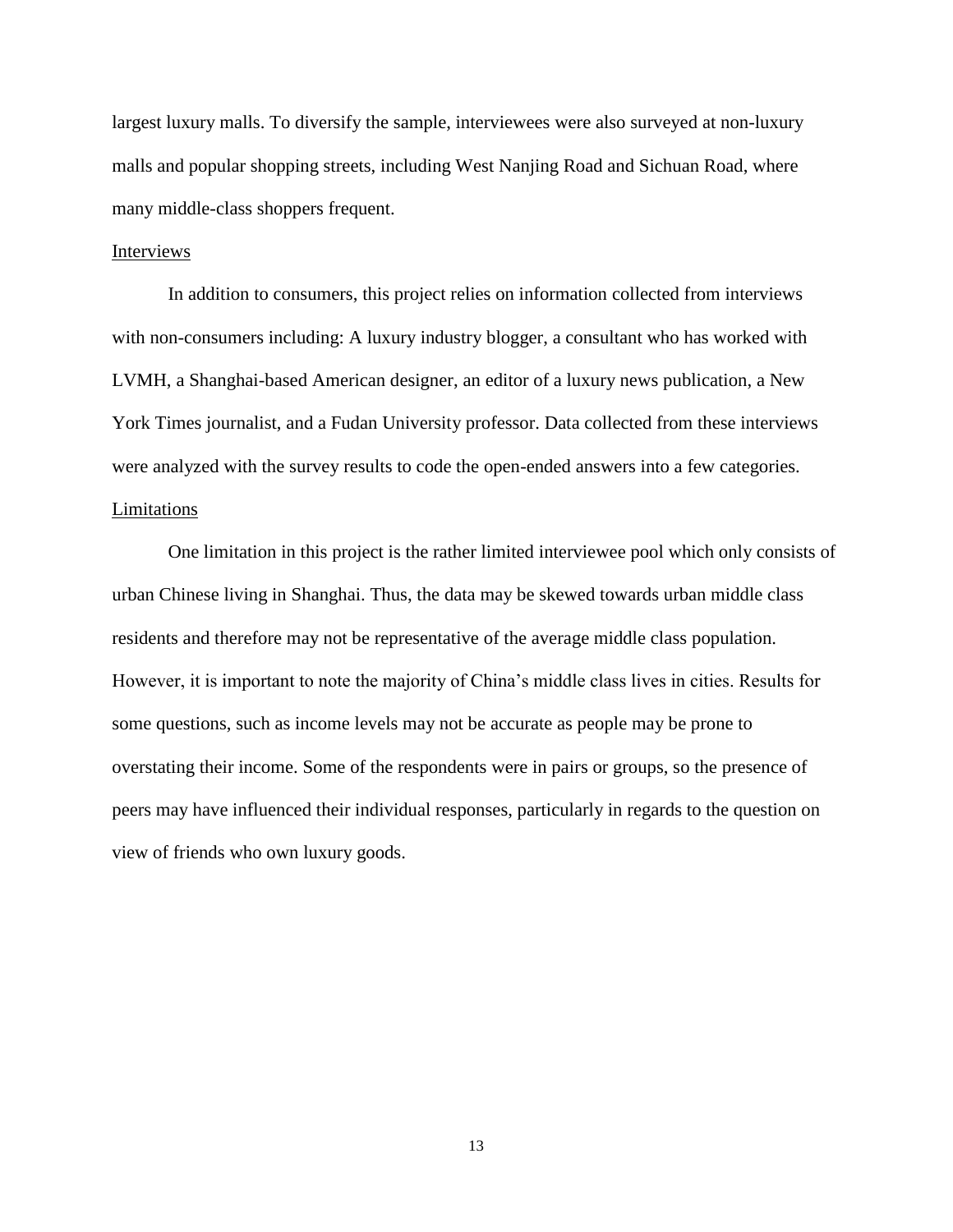largest luxury malls. To diversify the sample, interviewees were also surveyed at non-luxury malls and popular shopping streets, including West Nanjing Road and Sichuan Road, where many middle-class shoppers frequent.

### Interviews

In addition to consumers, this project relies on information collected from interviews with non-consumers including: A luxury industry blogger, a consultant who has worked with LVMH, a Shanghai-based American designer, an editor of a luxury news publication, a New York Times journalist, and a Fudan University professor. Data collected from these interviews were analyzed with the survey results to code the open-ended answers into a few categories.

### Limitations

One limitation in this project is the rather limited interviewee pool which only consists of urban Chinese living in Shanghai. Thus, the data may be skewed towards urban middle class residents and therefore may not be representative of the average middle class population. However, it is important to note the majority of China's middle class lives in cities. Results for some questions, such as income levels may not be accurate as people may be prone to overstating their income. Some of the respondents were in pairs or groups, so the presence of peers may have influenced their individual responses, particularly in regards to the question on view of friends who own luxury goods.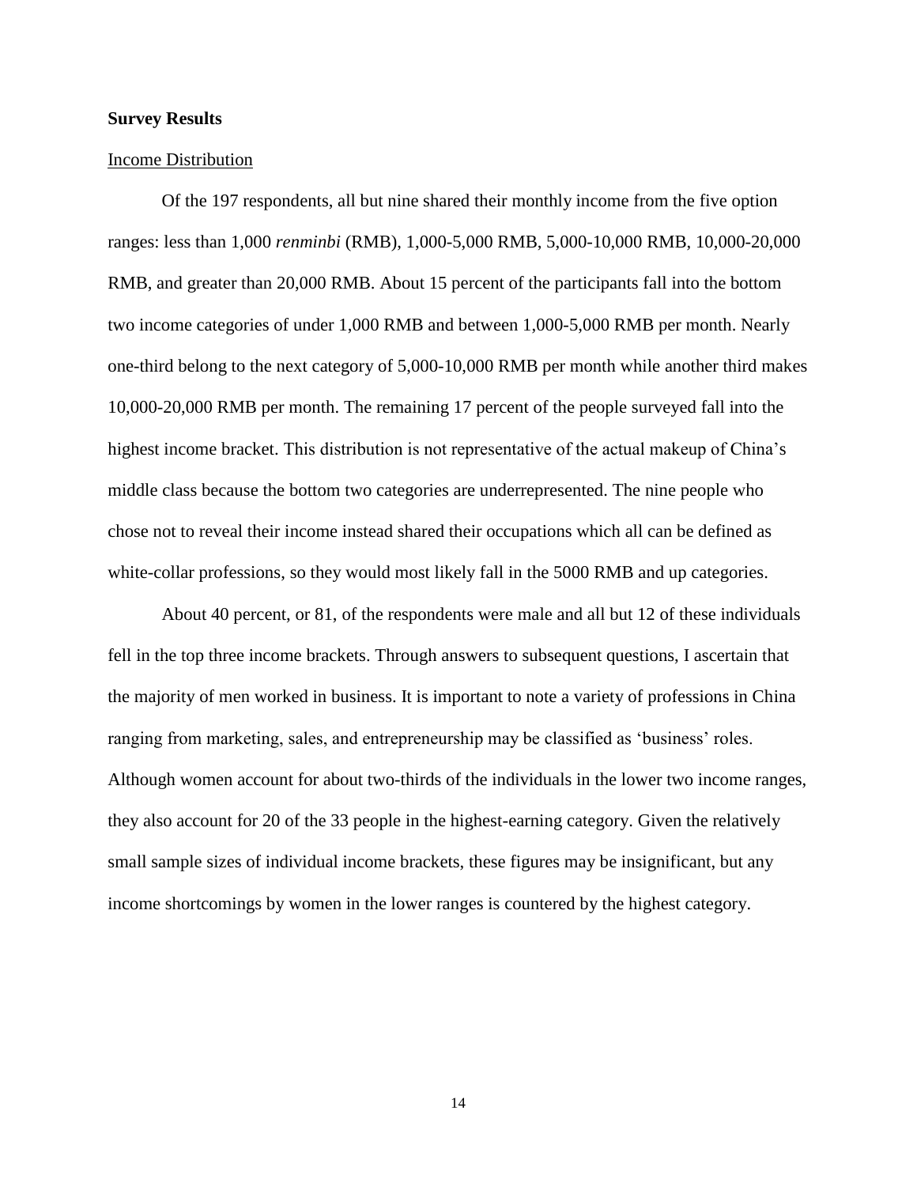**Survey Results**

Income Distribution

Of the 197 respondents, all but nine shared their monthly income from the five option ranges: less than 1,000 *renminbi* (RMB), 1,000-5,000 RMB, 5,000-10,000 RMB, 10,000-20,000 RMB, and greater than 20,000 RMB. About 15 percent of the participants fall into the bottom two income categories of under 1,000 RMB and between 1,000-5,000 RMB per month. Nearly one-third belong to the next category of 5,000-10,000 RMB per month while another third makes 10,000-20,000 RMB per month. The remaining 17 percent of the people surveyed fall into the highest income bracket. This distribution is not representative of the actual makeup of China's middle class because the bottom two categories are underrepresented. The nine people who chose not to reveal their income instead shared their occupations which all can be defined as white-collar professions, so they would most likely fall in the 5000 RMB and up categories.

About 40 percent, or 81, of the respondents were male and all but 12 of these individuals fell in the top three income brackets. Through answers to subsequent questions, I ascertain that the majority of men worked in business. It is important to note a variety of professions in China ranging from marketing, sales, and entrepreneurship may be classified as 'business' roles. Although women account for about two-thirds of the individuals in the lower two income ranges, they also account for 20 of the 33 people in the highest-earning category. Given the relatively small sample sizes of individual income brackets, these figures may be insignificant, but any income shortcomings by women in the lower ranges is countered by the highest category.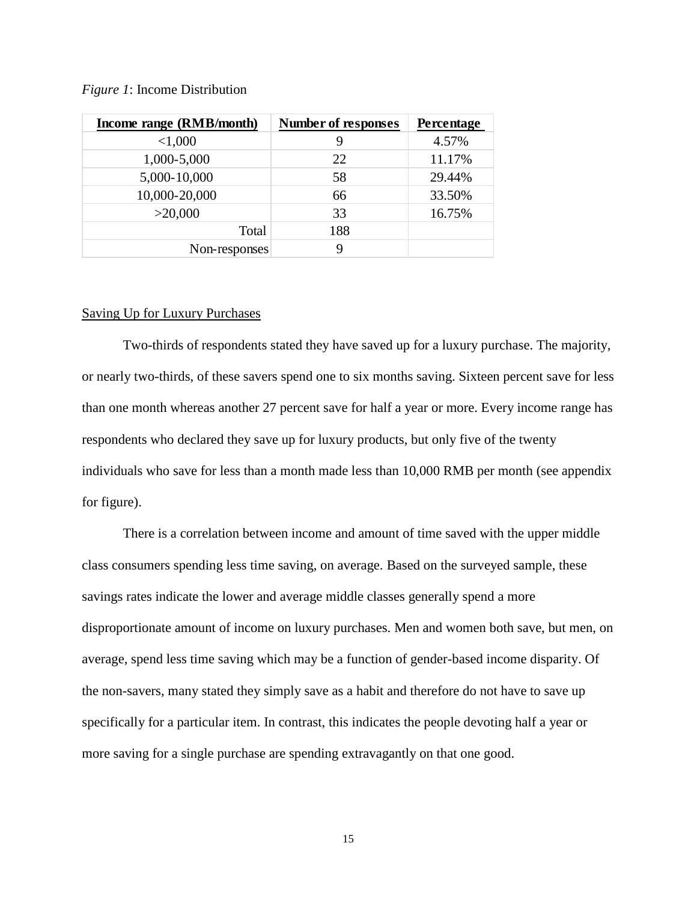*Figure 1*: Income Distribution

| Income range (RMB/month) | Number of responses | Percentage |
|---|---|---|
| <1,000 | 9 | 4.57% |
| 1,000-5,000 | 22 | 11.17% |
| 5,000-10,000 | 58 | 29.44% |
| 10,000-20,000 | 66 | 33.50% |
| >20,000 | 33 | 16.75% |
| Total | 188 | |
| Non-responses | 9 | |

Saving Up for Luxury Purchases

Two-thirds of respondents stated they have saved up for a luxury purchase. The majority, or nearly two-thirds, of these savers spend one to six months saving. Sixteen percent save for less than one month whereas another 27 percent save for half a year or more. Every income range has respondents who declared they save up for luxury products, but only five of the twenty individuals who save for less than a month made less than 10,000 RMB per month (see appendix for figure).

There is a correlation between income and amount of time saved with the upper middle class consumers spending less time saving, on average. Based on the surveyed sample, these savings rates indicate the lower and average middle classes generally spend a more disproportionate amount of income on luxury purchases. Men and women both save, but men, on average, spend less time saving which may be a function of gender-based income disparity. Of the non-savers, many stated they simply save as a habit and therefore do not have to save up specifically for a particular item. In contrast, this indicates the people devoting half a year or more saving for a single purchase are spending extravagantly on that one good.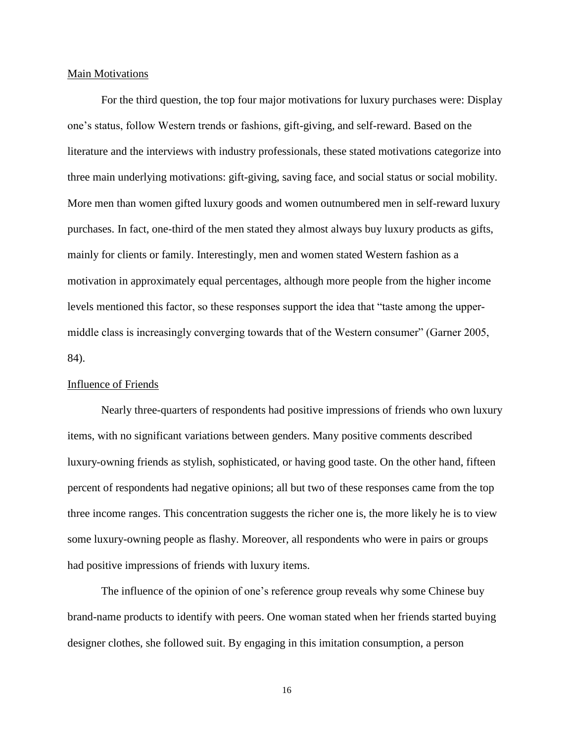## Main Motivations

For the third question, the top four major motivations for luxury purchases were: Display one's status, follow Western trends or fashions, gift-giving, and self-reward. Based on the literature and the interviews with industry professionals, these stated motivations categorize into three main underlying motivations: gift-giving, saving face, and social status or social mobility. More men than women gifted luxury goods and women outnumbered men in self-reward luxury purchases. In fact, one-third of the men stated they almost always buy luxury products as gifts, mainly for clients or family. Interestingly, men and women stated Western fashion as a motivation in approximately equal percentages, although more people from the higher income levels mentioned this factor, so these responses support the idea that "taste among the upper-middle class is increasingly converging towards that of the Western consumer" (Garner 2005, 84).

## Influence of Friends

Nearly three-quarters of respondents had positive impressions of friends who own luxury items, with no significant variations between genders. Many positive comments described luxury-owning friends as stylish, sophisticated, or having good taste. On the other hand, fifteen percent of respondents had negative opinions; all but two of these responses came from the top three income ranges. This concentration suggests the richer one is, the more likely he is to view some luxury-owning people as flashy. Moreover, all respondents who were in pairs or groups had positive impressions of friends with luxury items.

The influence of the opinion of one's reference group reveals why some Chinese buy brand-name products to identify with peers. One woman stated when her friends started buying designer clothes, she followed suit. By engaging in this imitation consumption, a person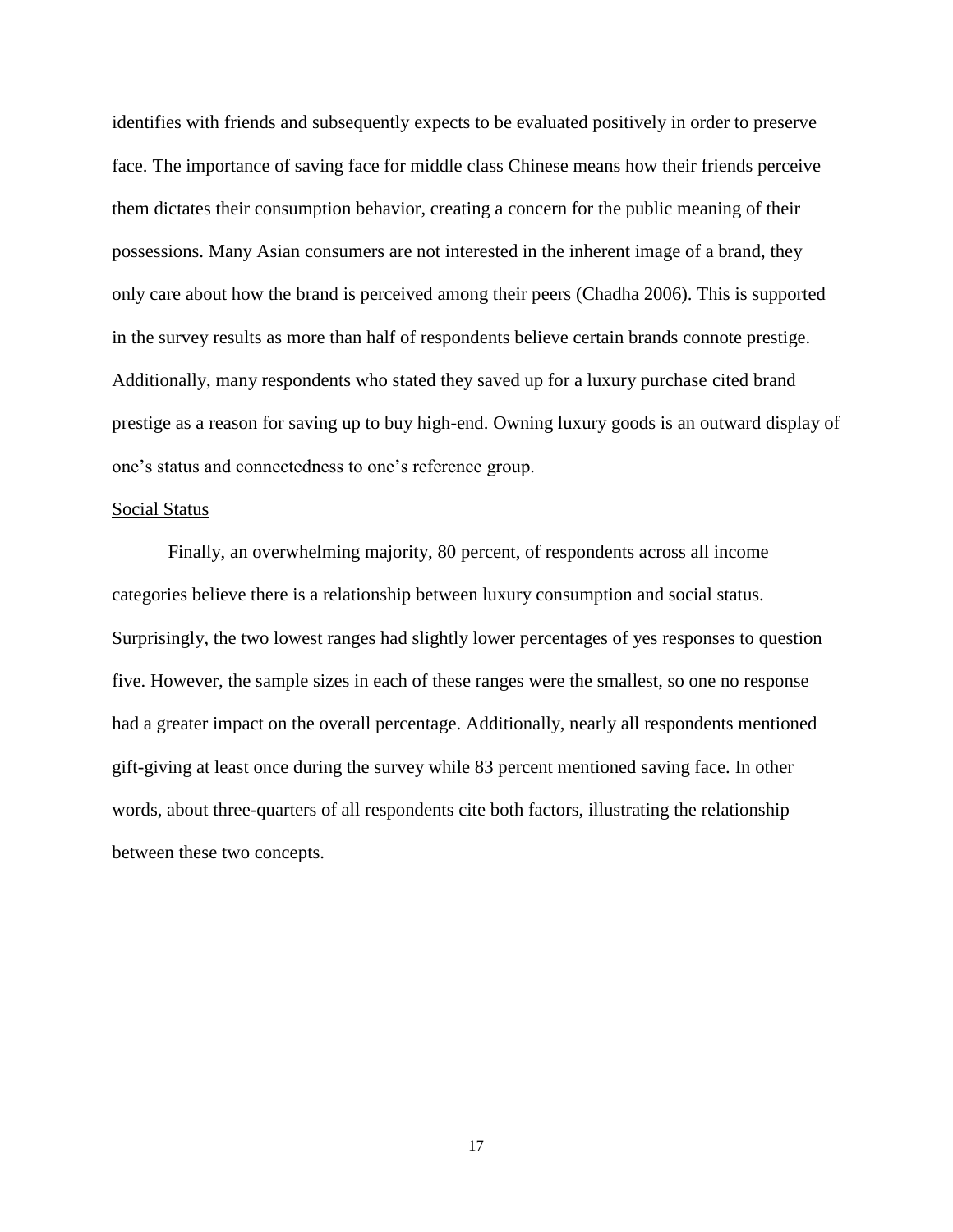identifies with friends and subsequently expects to be evaluated positively in order to preserve face. The importance of saving face for middle class Chinese means how their friends perceive them dictates their consumption behavior, creating a concern for the public meaning of their possessions. Many Asian consumers are not interested in the inherent image of a brand, they only care about how the brand is perceived among their peers (Chadha 2006). This is supported in the survey results as more than half of respondents believe certain brands connote prestige. Additionally, many respondents who stated they saved up for a luxury purchase cited brand prestige as a reason for saving up to buy high-end. Owning luxury goods is an outward display of one's status and connectedness to one's reference group.

### Social Status

Finally, an overwhelming majority, 80 percent, of respondents across all income categories believe there is a relationship between luxury consumption and social status. Surprisingly, the two lowest ranges had slightly lower percentages of yes responses to question five. However, the sample sizes in each of these ranges were the smallest, so one no response had a greater impact on the overall percentage. Additionally, nearly all respondents mentioned gift-giving at least once during the survey while 83 percent mentioned saving face. In other words, about three-quarters of all respondents cite both factors, illustrating the relationship between these two concepts.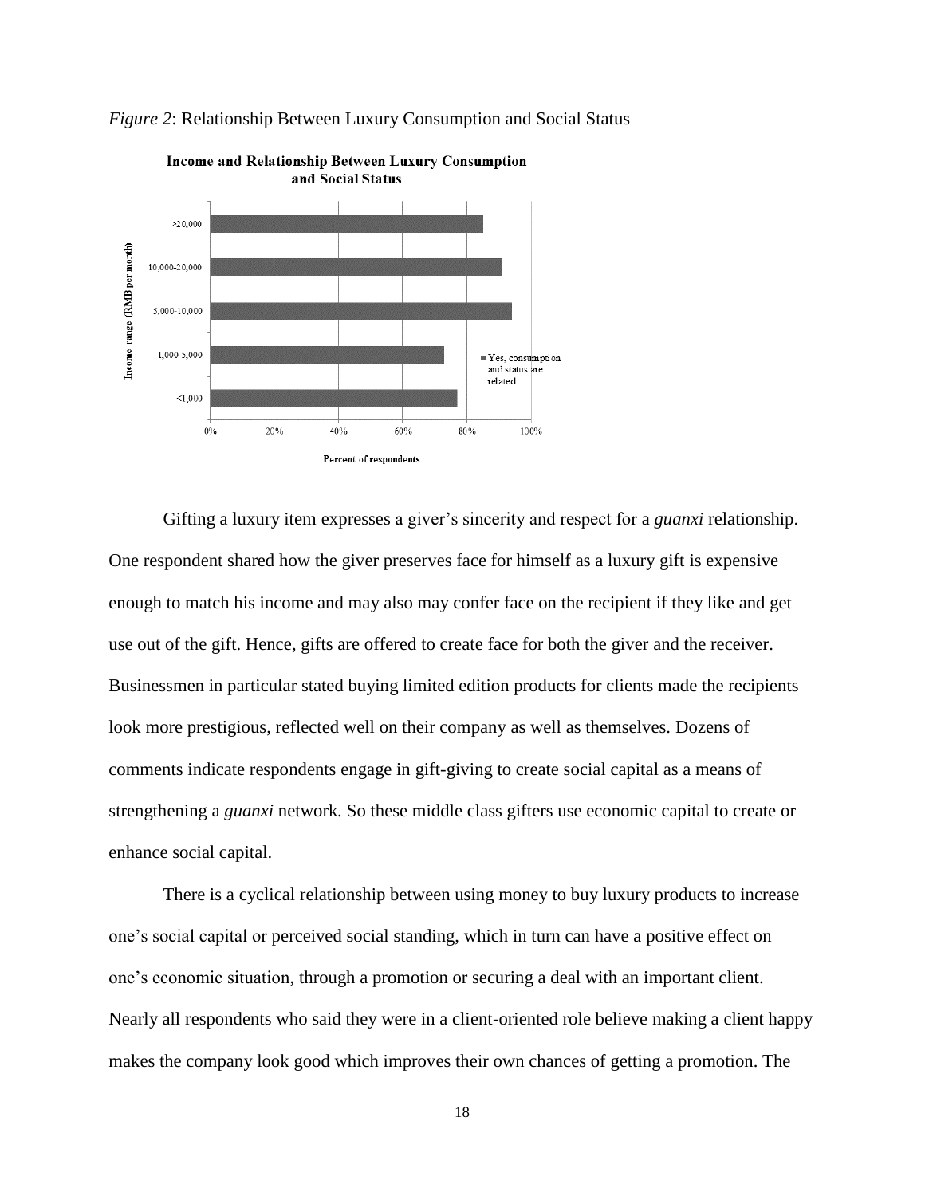*Figure 2*: Relationship Between Luxury Consumption and Social Status

Gifting a luxury item expresses a giver's sincerity and respect for a *guanxi* relationship. One respondent shared how the giver preserves face for himself as a luxury gift is expensive enough to match his income and may also may confer face on the recipient if they like and get use out of the gift. Hence, gifts are offered to create face for both the giver and the receiver. Businessmen in particular stated buying limited edition products for clients made the recipients look more prestigious, reflected well on their company as well as themselves. Dozens of comments indicate respondents engage in gift-giving to create social capital as a means of strengthening a *guanxi* network. So these middle class gifters use economic capital to create or enhance social capital.

There is a cyclical relationship between using money to buy luxury products to increase one's social capital or perceived social standing, which in turn can have a positive effect on one's economic situation, through a promotion or securing a deal with an important client. Nearly all respondents who said they were in a client-oriented role believe making a client happy makes the company look good which improves their own chances of getting a promotion. The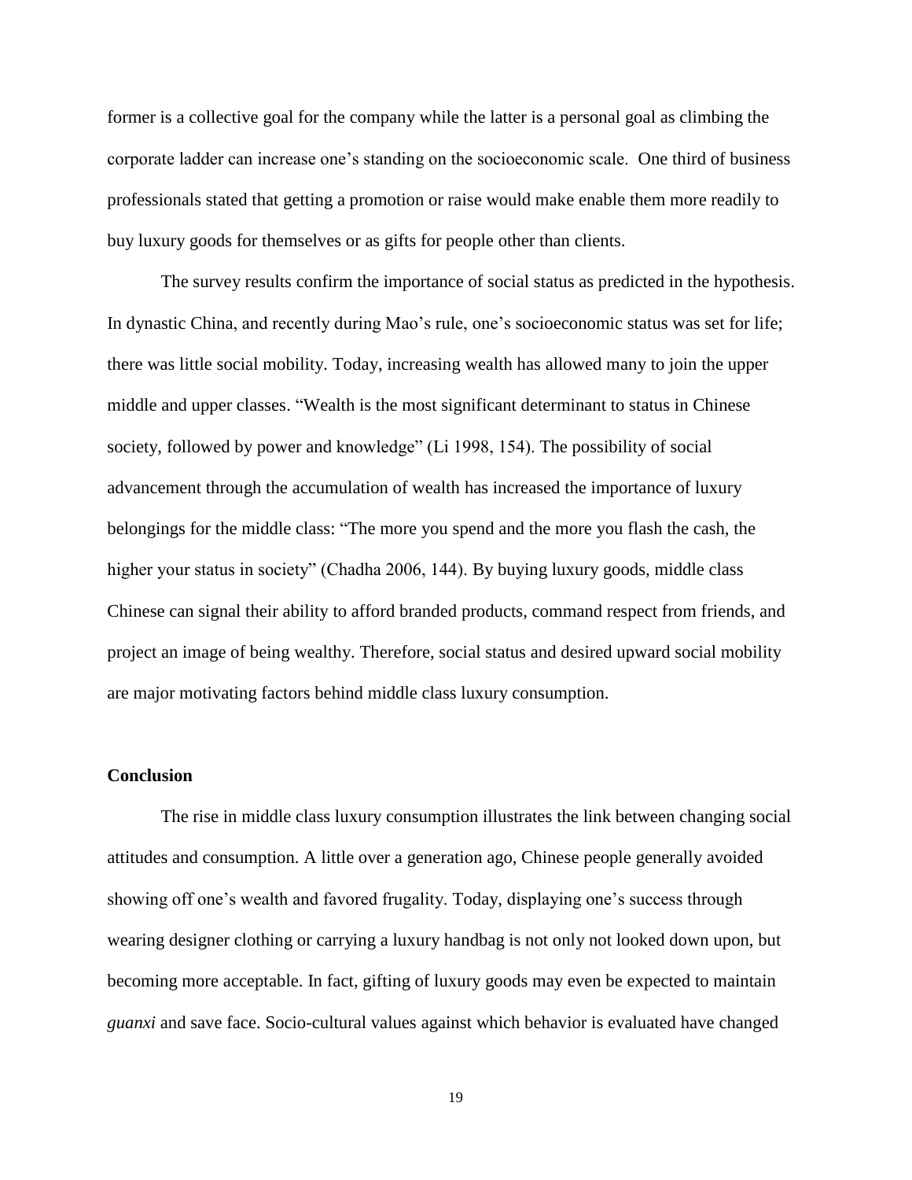former is a collective goal for the company while the latter is a personal goal as climbing the corporate ladder can increase one's standing on the socioeconomic scale. One third of business professionals stated that getting a promotion or raise would make enable them more readily to buy luxury goods for themselves or as gifts for people other than clients.

The survey results confirm the importance of social status as predicted in the hypothesis. In dynastic China, and recently during Mao's rule, one's socioeconomic status was set for life; there was little social mobility. Today, increasing wealth has allowed many to join the upper middle and upper classes. "Wealth is the most significant determinant to status in Chinese society, followed by power and knowledge" (Li 1998, 154). The possibility of social advancement through the accumulation of wealth has increased the importance of luxury belongings for the middle class: "The more you spend and the more you flash the cash, the higher your status in society" (Chadha 2006, 144). By buying luxury goods, middle class Chinese can signal their ability to afford branded products, command respect from friends, and project an image of being wealthy. Therefore, social status and desired upward social mobility are major motivating factors behind middle class luxury consumption.

**Conclusion**

The rise in middle class luxury consumption illustrates the link between changing social attitudes and consumption. A little over a generation ago, Chinese people generally avoided showing off one's wealth and favored frugality. Today, displaying one's success through wearing designer clothing or carrying a luxury handbag is not only not looked down upon, but becoming more acceptable. In fact, gifting of luxury goods may even be expected to maintain *guanxi* and save face. Socio-cultural values against which behavior is evaluated have changed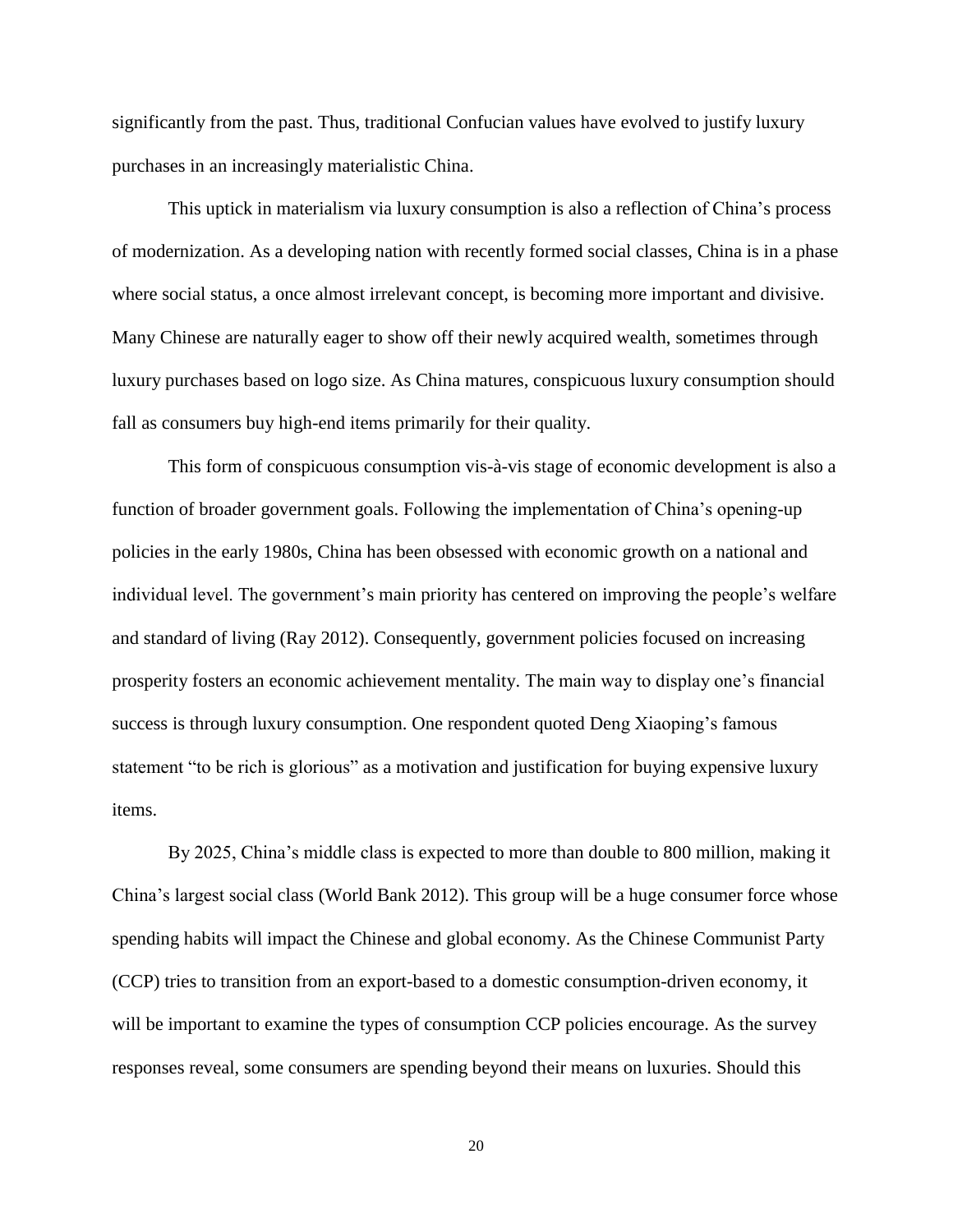significantly from the past. Thus, traditional Confucian values have evolved to justify luxury purchases in an increasingly materialistic China.

This uptick in materialism via luxury consumption is also a reflection of China's process of modernization. As a developing nation with recently formed social classes, China is in a phase where social status, a once almost irrelevant concept, is becoming more important and divisive. Many Chinese are naturally eager to show off their newly acquired wealth, sometimes through luxury purchases based on logo size. As China matures, conspicuous luxury consumption should fall as consumers buy high-end items primarily for their quality.

This form of conspicuous consumption vis-à-vis stage of economic development is also a function of broader government goals. Following the implementation of China's opening-up policies in the early 1980s, China has been obsessed with economic growth on a national and individual level. The government's main priority has centered on improving the people's welfare and standard of living (Ray 2012). Consequently, government policies focused on increasing prosperity fosters an economic achievement mentality. The main way to display one's financial success is through luxury consumption. One respondent quoted Deng Xiaoping's famous statement "to be rich is glorious" as a motivation and justification for buying expensive luxury items.

By 2025, China's middle class is expected to more than double to 800 million, making it China's largest social class (World Bank 2012). This group will be a huge consumer force whose spending habits will impact the Chinese and global economy. As the Chinese Communist Party (CCP) tries to transition from an export-based to a domestic consumption-driven economy, it will be important to examine the types of consumption CCP policies encourage. As the survey responses reveal, some consumers are spending beyond their means on luxuries. Should this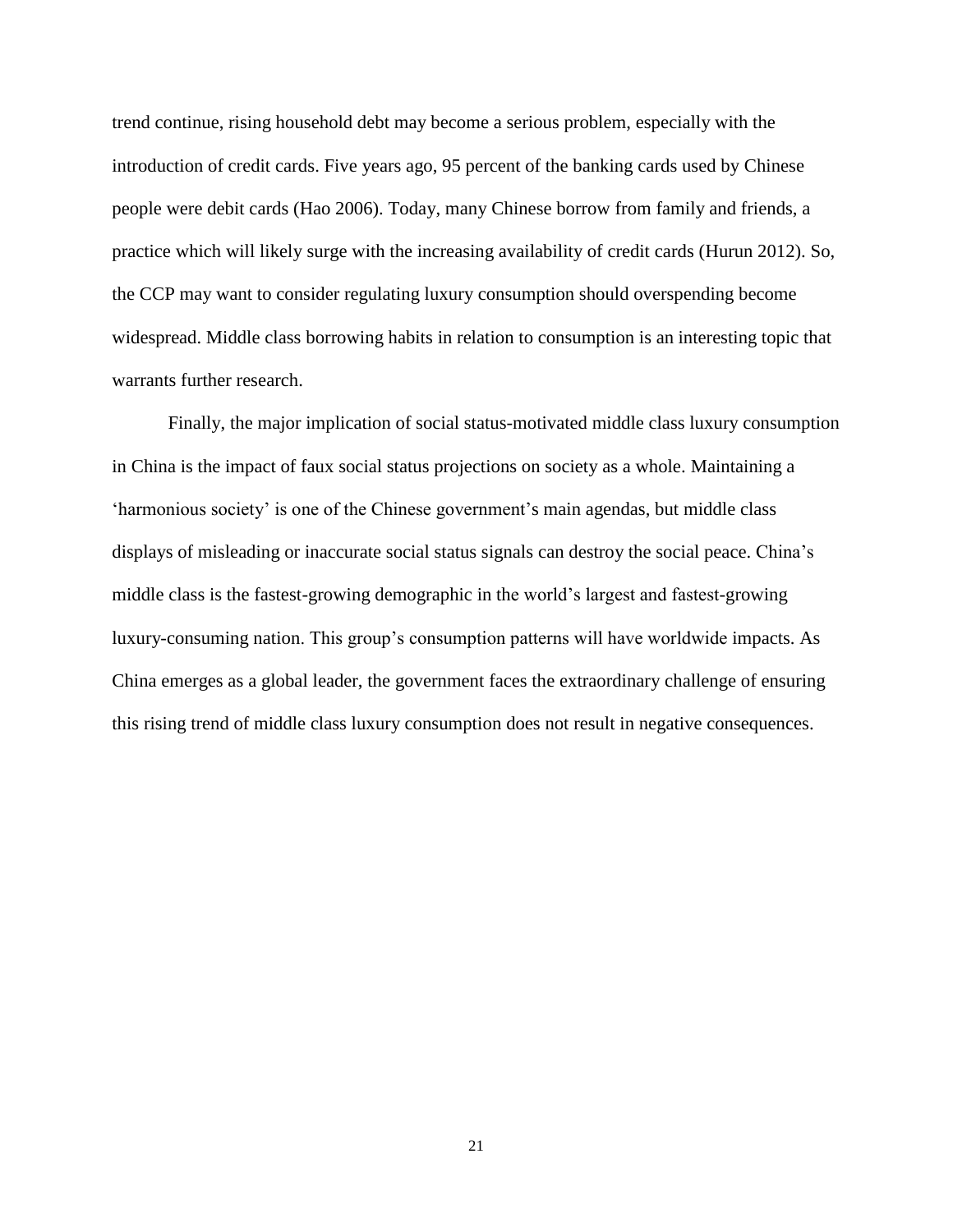trend continue, rising household debt may become a serious problem, especially with the introduction of credit cards. Five years ago, 95 percent of the banking cards used by Chinese people were debit cards (Hao 2006). Today, many Chinese borrow from family and friends, a practice which will likely surge with the increasing availability of credit cards (Hurun 2012). So, the CCP may want to consider regulating luxury consumption should overspending become widespread. Middle class borrowing habits in relation to consumption is an interesting topic that warrants further research.

Finally, the major implication of social status-motivated middle class luxury consumption in China is the impact of faux social status projections on society as a whole. Maintaining a 'harmonious society' is one of the Chinese government's main agendas, but middle class displays of misleading or inaccurate social status signals can destroy the social peace. China's middle class is the fastest-growing demographic in the world's largest and fastest-growing luxury-consuming nation. This group's consumption patterns will have worldwide impacts. As China emerges as a global leader, the government faces the extraordinary challenge of ensuring this rising trend of middle class luxury consumption does not result in negative consequences.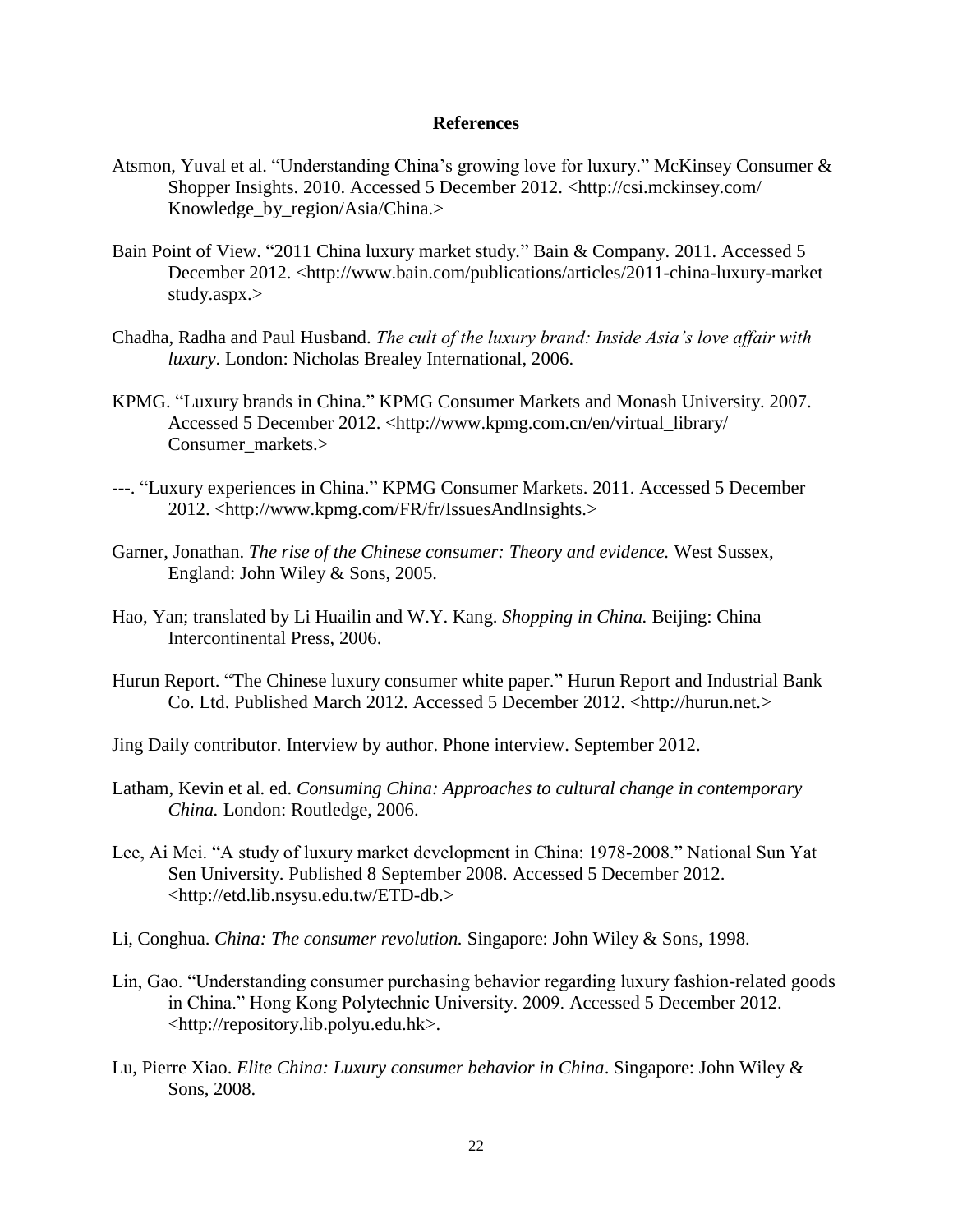# References

Atsmon, Yuval et al. "Understanding China's growing love for luxury." McKinsey Consumer & Shopper Insights. 2010. Accessed 5 December 2012. <http://csi.mckinsey.com/Knowledge_by_region/Asia/China.>

Bain Point of View. "2011 China luxury market study." Bain & Company. 2011. Accessed 5 December 2012. <http://www.bain.com/publications/articles/2011-china-luxury-market study.aspx.>

Chadha, Radha and Paul Husband. *The cult of the luxury brand: Inside Asia's love affair with luxury*. London: Nicholas Brealey International, 2006.

KPMG. "Luxury brands in China." KPMG Consumer Markets and Monash University. 2007. Accessed 5 December 2012. <http://www.kpmg.com.cn/en/virtual_library/Consumer_markets.>

---. "Luxury experiences in China." KPMG Consumer Markets. 2011. Accessed 5 December 2012. <http://www.kpmg.com/FR/fr/IssuesAndInsights.>

Garner, Jonathan. *The rise of the Chinese consumer: Theory and evidence.* West Sussex, England: John Wiley & Sons, 2005.

Hao, Yan; translated by Li Huailin and W.Y. Kang. *Shopping in China.* Beijing: China Intercontinental Press, 2006.

Hurun Report. "The Chinese luxury consumer white paper." Hurun Report and Industrial Bank Co. Ltd. Published March 2012. Accessed 5 December 2012. <http://hurun.net.>

Jing Daily contributor. Interview by author. Phone interview. September 2012.

Latham, Kevin et al. ed. *Consuming China: Approaches to cultural change in contemporary China.* London: Routledge, 2006.

Lee, Ai Mei. "A study of luxury market development in China: 1978-2008." National Sun Yat Sen University. Published 8 September 2008. Accessed 5 December 2012. <http://etd.lib.nsysu.edu.tw/ETD-db.>

Li, Conghua. *China: The consumer revolution.* Singapore: John Wiley & Sons, 1998.

Lin, Gao. "Understanding consumer purchasing behavior regarding luxury fashion-related goods in China." Hong Kong Polytechnic University. 2009. Accessed 5 December 2012. <http://repository.lib.polyu.edu.hk>.

Lu, Pierre Xiao. *Elite China: Luxury consumer behavior in China*. Singapore: John Wiley & Sons, 2008.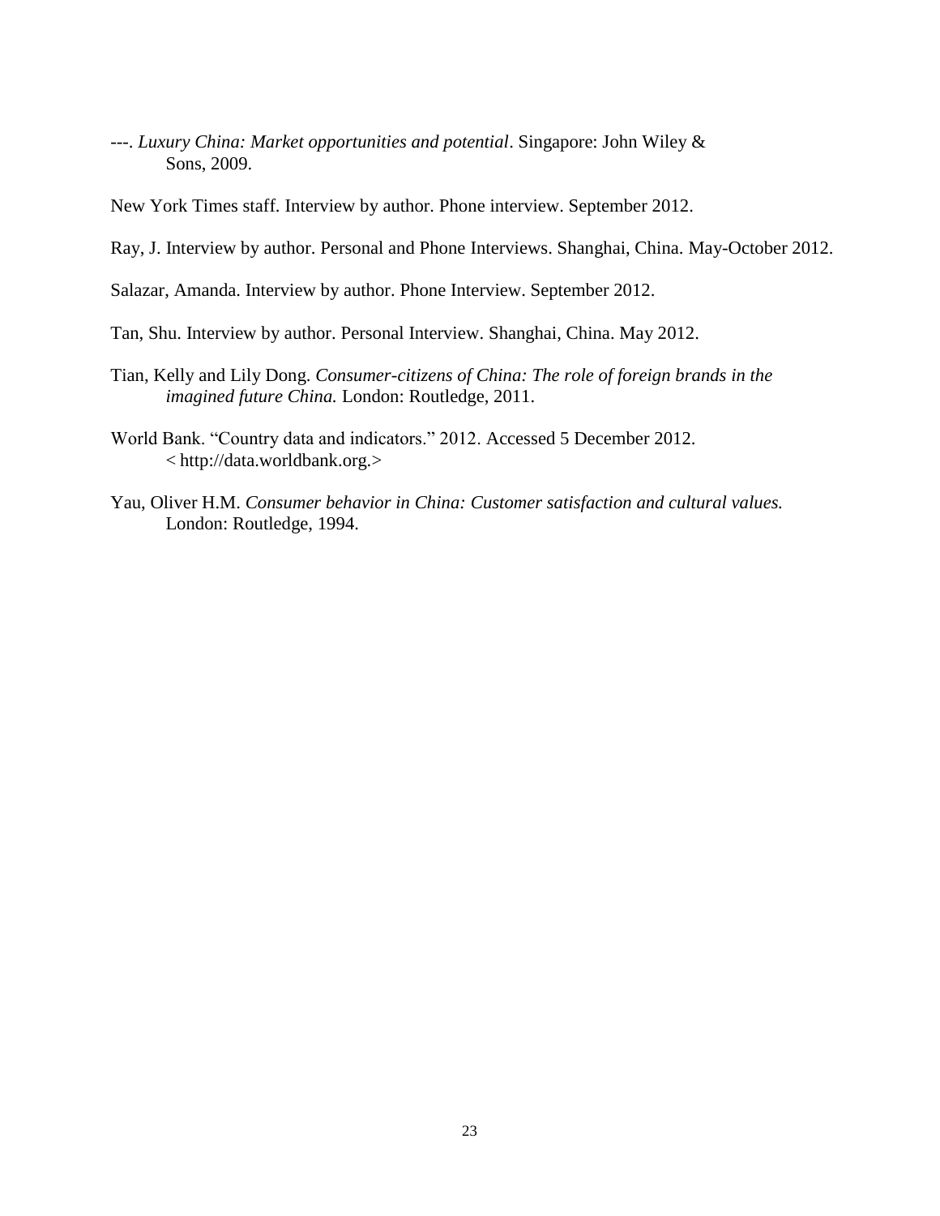---. *Luxury China: Market opportunities and potential*. Singapore: John Wiley & Sons, 2009.

New York Times staff. Interview by author. Phone interview. September 2012.

Ray, J. Interview by author. Personal and Phone Interviews. Shanghai, China. May-October 2012.

Salazar, Amanda. Interview by author. Phone Interview. September 2012.

Tan, Shu. Interview by author. Personal Interview. Shanghai, China. May 2012.

Tian, Kelly and Lily Dong. *Consumer-citizens of China: The role of foreign brands in the imagined future China.* London: Routledge, 2011.

World Bank. "Country data and indicators." 2012. Accessed 5 December 2012. < http://data.worldbank.org.>

Yau, Oliver H.M. *Consumer behavior in China: Customer satisfaction and cultural values.* London: Routledge, 1994.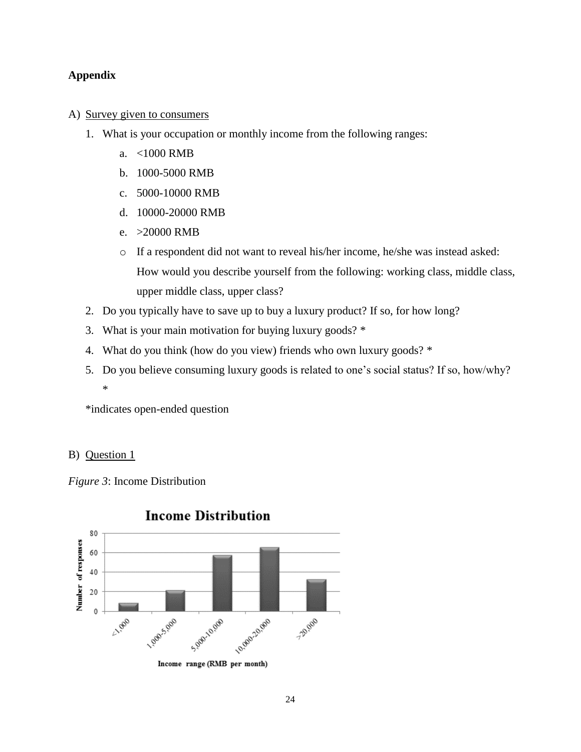**Appendix**

A) Survey given to consumers

1. What is your occupation or monthly income from the following ranges:
   a. <1000 RMB
   b. 1000-5000 RMB
   c. 5000-10000 RMB
   d. 10000-20000 RMB
   e. >20000 RMB
   - If a respondent did not want to reveal his/her income, he/she was instead asked: How would you describe yourself from the following: working class, middle class, upper middle class, upper class?
2. Do you typically have to save up to buy a luxury product? If so, for how long?
3. What is your main motivation for buying luxury goods? *
4. What do you think (how do you view) friends who own luxury goods? *
5. Do you believe consuming luxury goods is related to one's social status? If so, how/why? *

*indicates open-ended question

B) Question 1

*Figure 3*: Income Distribution

**Income Distribution**

| Income range (RMB per month) | Number of responses (approx.) |
|---|---|
| <1,000 | 8 |
| 1,000-5,000 | 21 |
| 5,000-10,000 | 57 |
| 10,000-20,000 | 65 |
| >20,000 | 32 |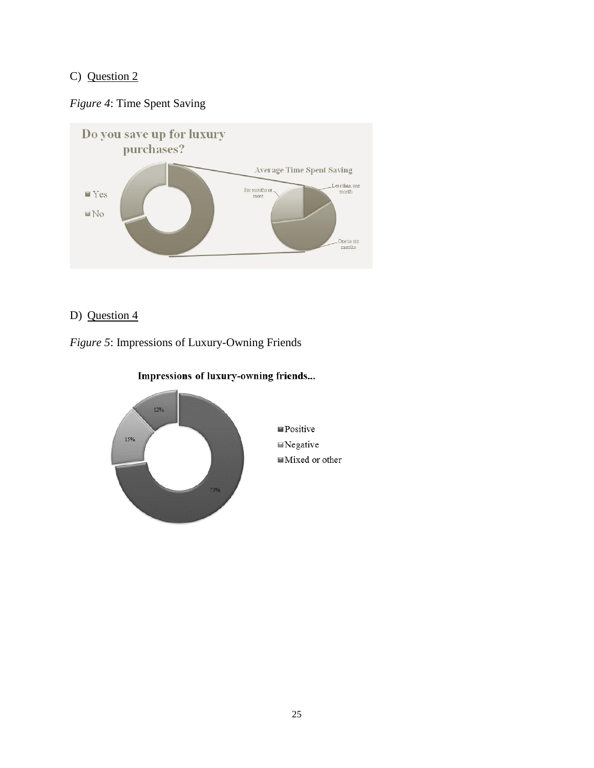C) Question 2

*Figure 4*: Time Spent Saving

Do you save up for luxury purchases?

Yes

No

Average Time Spent Saving

Less than one month

Six months or more

One to six months

D) Question 4

*Figure 5*: Impressions of Luxury-Owning Friends

Impressions of luxury-owning friends...

12%

15%

73%

Positive

Negative

Mixed or other